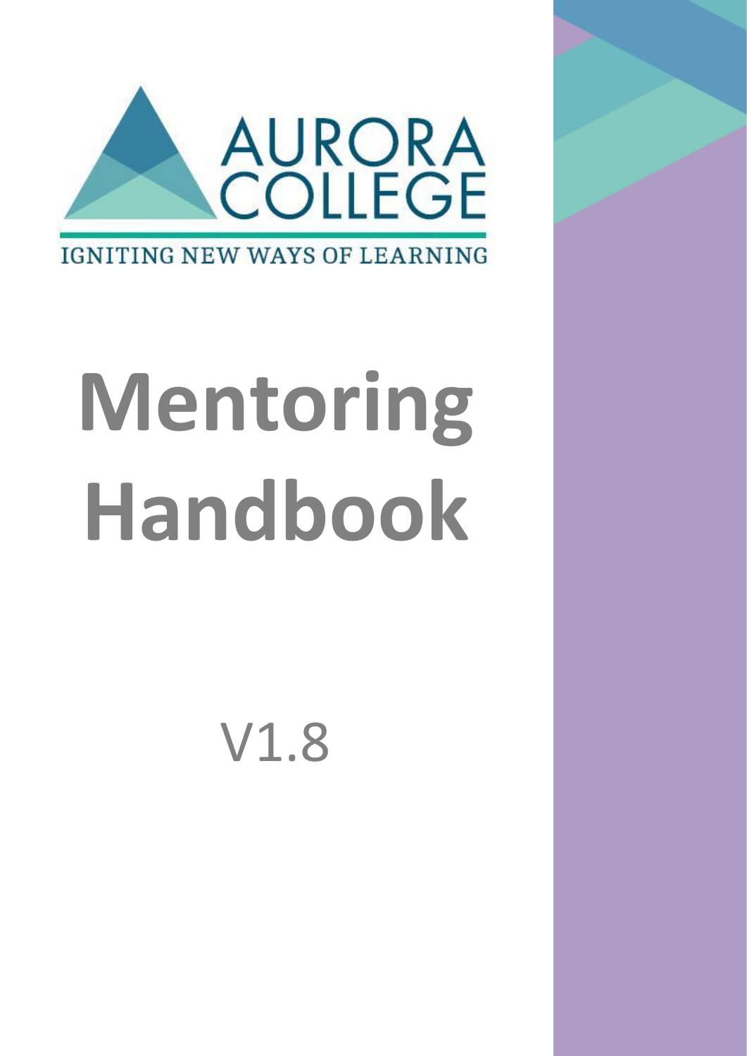AURORA COLLEGE

IGNITING NEW WAYS OF LEARNING

# Mentoring Handbook

V1.8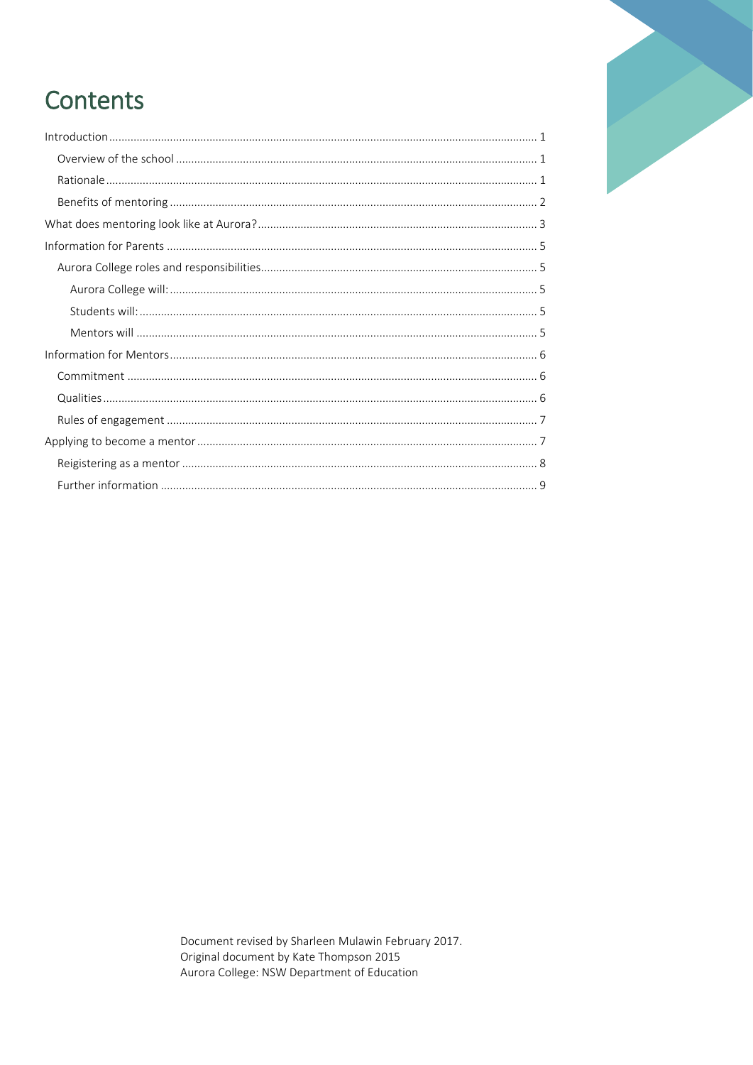# Contents

Introduction ........................................................................ 1

- Overview of the school ........................................................ 1
- Rationale ........................................................................ 1
- Benefits of mentoring ......................................................... 2

What does mentoring look like at Aurora? ................................. 3

Information for Parents ........................................................ 5

- Aurora College roles and responsibilities ................................. 5
  - Aurora College will: ...................................................... 5
  - Students will: ............................................................. 5
  - Mentors will ............................................................... 5

Information for Mentors ........................................................ 6

- Commitment ..................................................................... 6
- Qualities ......................................................................... 6
- Rules of engagement .......................................................... 7

Applying to become a mentor ................................................. 7

- Reigistering as a mentor ..................................................... 8
- Further information ........................................................... 9

Document revised by Sharleen Mulawin February 2017.
Original document by Kate Thompson 2015
Aurora College: NSW Department of Education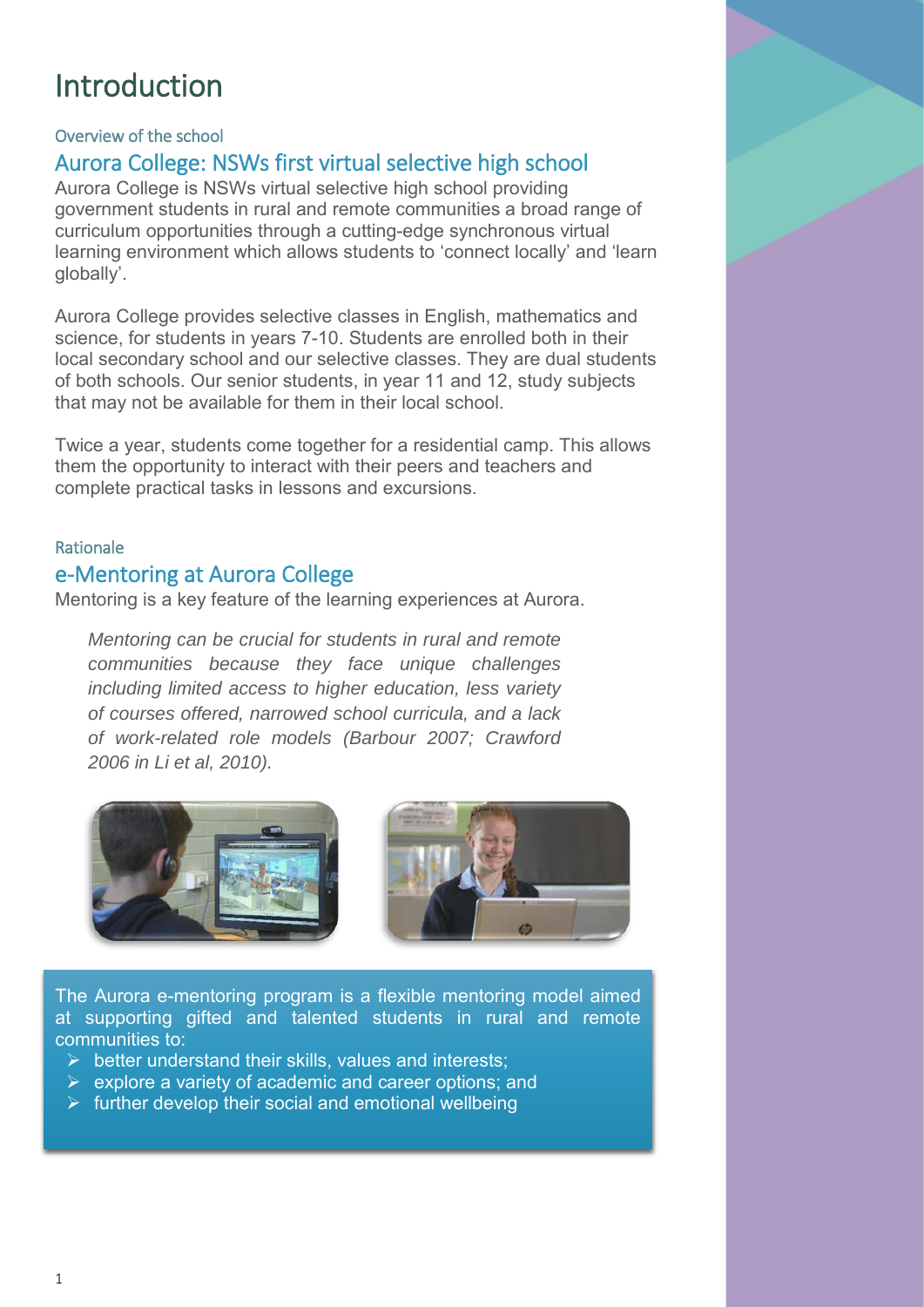# Introduction

### Overview of the school

## Aurora College: NSWs first virtual selective high school

Aurora College is NSWs virtual selective high school providing government students in rural and remote communities a broad range of curriculum opportunities through a cutting-edge synchronous virtual learning environment which allows students to 'connect locally' and 'learn globally'.

Aurora College provides selective classes in English, mathematics and science, for students in years 7-10. Students are enrolled both in their local secondary school and our selective classes. They are dual students of both schools. Our senior students, in year 11 and 12, study subjects that may not be available for them in their local school.

Twice a year, students come together for a residential camp. This allows them the opportunity to interact with their peers and teachers and complete practical tasks in lessons and excursions.

### Rationale

## e-Mentoring at Aurora College

Mentoring is a key feature of the learning experiences at Aurora.

> *Mentoring can be crucial for students in rural and remote communities because they face unique challenges including limited access to higher education, less variety of courses offered, narrowed school curricula, and a lack of work-related role models (Barbour 2007; Crawford 2006 in Li et al, 2010).*

The Aurora e-mentoring program is a flexible mentoring model aimed at supporting gifted and talented students in rural and remote communities to:

- better understand their skills, values and interests;
- explore a variety of academic and career options; and
- further develop their social and emotional wellbeing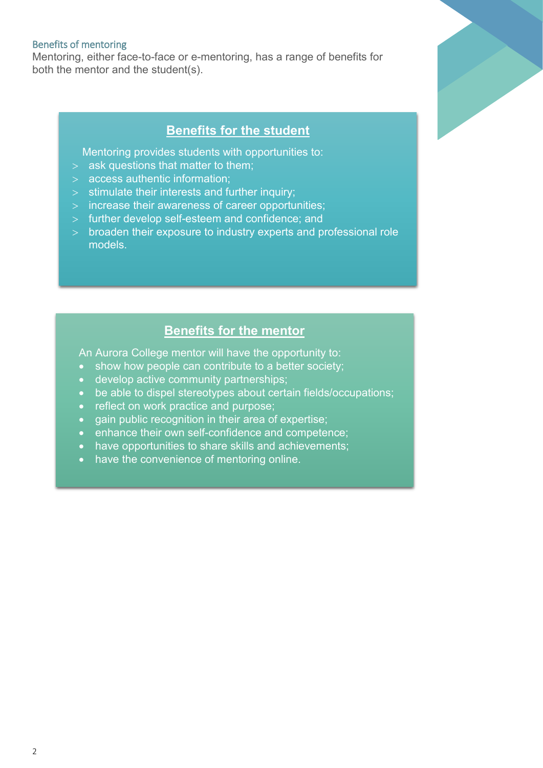## Benefits of mentoring

Mentoring, either face-to-face or e-mentoring, has a range of benefits for both the mentor and the student(s).

### Benefits for the student

Mentoring provides students with opportunities to:

- ask questions that matter to them;
- access authentic information;
- stimulate their interests and further inquiry;
- increase their awareness of career opportunities;
- further develop self-esteem and confidence; and
- broaden their exposure to industry experts and professional role models.

### Benefits for the mentor

An Aurora College mentor will have the opportunity to:

- show how people can contribute to a better society;
- develop active community partnerships;
- be able to dispel stereotypes about certain fields/occupations;
- reflect on work practice and purpose;
- gain public recognition in their area of expertise;
- enhance their own self-confidence and competence;
- have opportunities to share skills and achievements;
- have the convenience of mentoring online.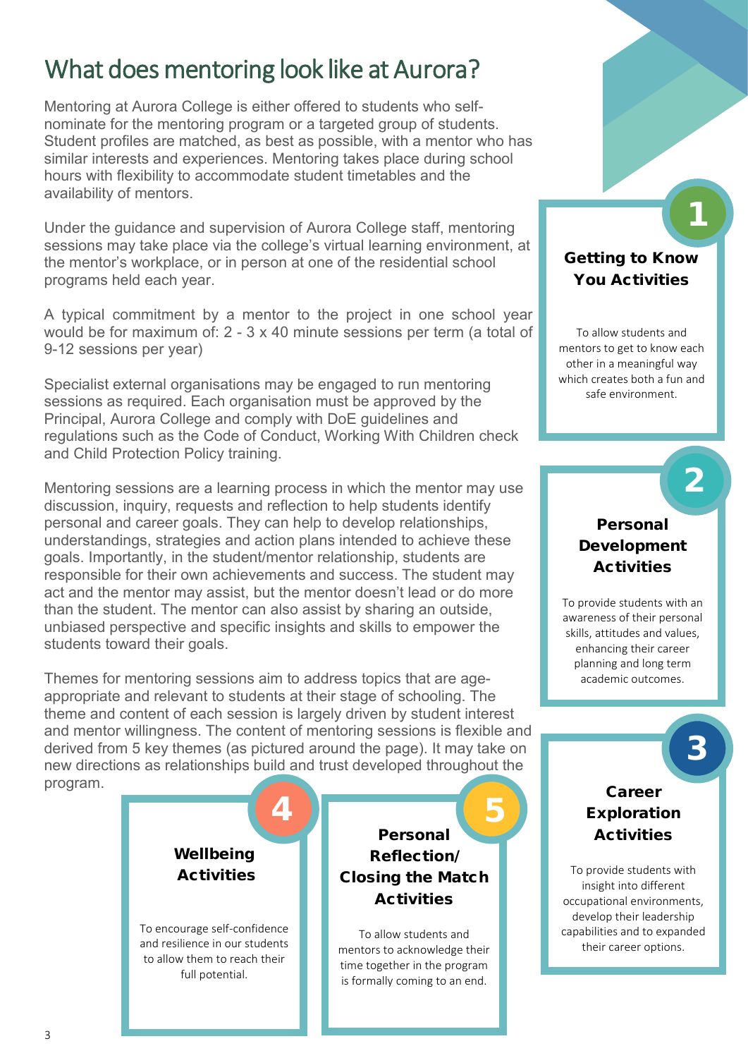# What does mentoring look like at Aurora?

Mentoring at Aurora College is either offered to students who self-nominate for the mentoring program or a targeted group of students. Student profiles are matched, as best as possible, with a mentor who has similar interests and experiences. Mentoring takes place during school hours with flexibility to accommodate student timetables and the availability of mentors.

Under the guidance and supervision of Aurora College staff, mentoring sessions may take place via the college's virtual learning environment, at the mentor's workplace, or in person at one of the residential school programs held each year.

A typical commitment by a mentor to the project in one school year would be for maximum of: 2 - 3 x 40 minute sessions per term (a total of 9-12 sessions per year)

Specialist external organisations may be engaged to run mentoring sessions as required. Each organisation must be approved by the Principal, Aurora College and comply with DoE guidelines and regulations such as the Code of Conduct, Working With Children check and Child Protection Policy training.

Mentoring sessions are a learning process in which the mentor may use discussion, inquiry, requests and reflection to help students identify personal and career goals. They can help to develop relationships, understandings, strategies and action plans intended to achieve these goals. Importantly, in the student/mentor relationship, students are responsible for their own achievements and success. The student may act and the mentor may assist, but the mentor doesn't lead or do more than the student. The mentor can also assist by sharing an outside, unbiased perspective and specific insights and skills to empower the students toward their goals.

Themes for mentoring sessions aim to address topics that are age-appropriate and relevant to students at their stage of schooling. The theme and content of each session is largely driven by student interest and mentor willingness. The content of mentoring sessions is flexible and derived from 5 key themes (as pictured around the page). It may take on new directions as relationships build and trust developed throughout the program.

### 1 Getting to Know You Activities

To allow students and mentors to get to know each other in a meaningful way which creates both a fun and safe environment.

### 2 Personal Development Activities

To provide students with an awareness of their personal skills, attitudes and values, enhancing their career planning and long term academic outcomes.

### 3 Career Exploration Activities

To provide students with insight into different occupational environments, develop their leadership capabilities and to expanded their career options.

### 4 Wellbeing Activities

To encourage self-confidence and resilience in our students to allow them to reach their full potential.

### 5 Personal Reflection/ Closing the Match Activities

To allow students and mentors to acknowledge their time together in the program is formally coming to an end.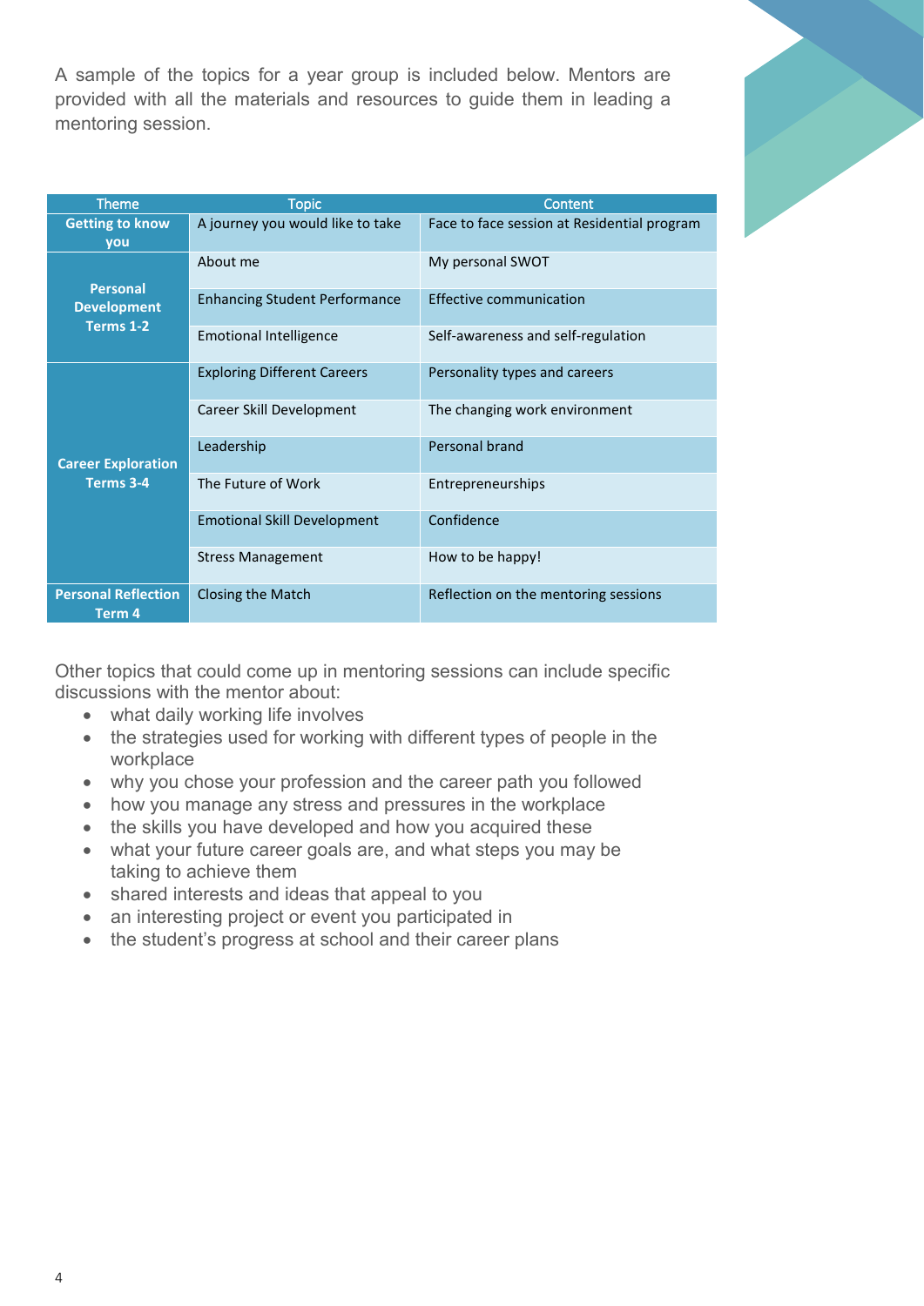A sample of the topics for a year group is included below. Mentors are provided with all the materials and resources to guide them in leading a mentoring session.

| Theme | Topic | Content |
| --- | --- | --- |
| **Getting to know you** | A journey you would like to take | Face to face session at Residential program |
| **Personal Development Terms 1-2** | About me | My personal SWOT |
| | Enhancing Student Performance | Effective communication |
| | Emotional Intelligence | Self-awareness and self-regulation |
| **Career Exploration Terms 3-4** | Exploring Different Careers | Personality types and careers |
| | Career Skill Development | The changing work environment |
| | Leadership | Personal brand |
| | The Future of Work | Entrepreneurships |
| | Emotional Skill Development | Confidence |
| | Stress Management | How to be happy! |
| **Personal Reflection Term 4** | Closing the Match | Reflection on the mentoring sessions |

Other topics that could come up in mentoring sessions can include specific discussions with the mentor about:

- what daily working life involves
- the strategies used for working with different types of people in the workplace
- why you chose your profession and the career path you followed
- how you manage any stress and pressures in the workplace
- the skills you have developed and how you acquired these
- what your future career goals are, and what steps you may be taking to achieve them
- shared interests and ideas that appeal to you
- an interesting project or event you participated in
- the student's progress at school and their career plans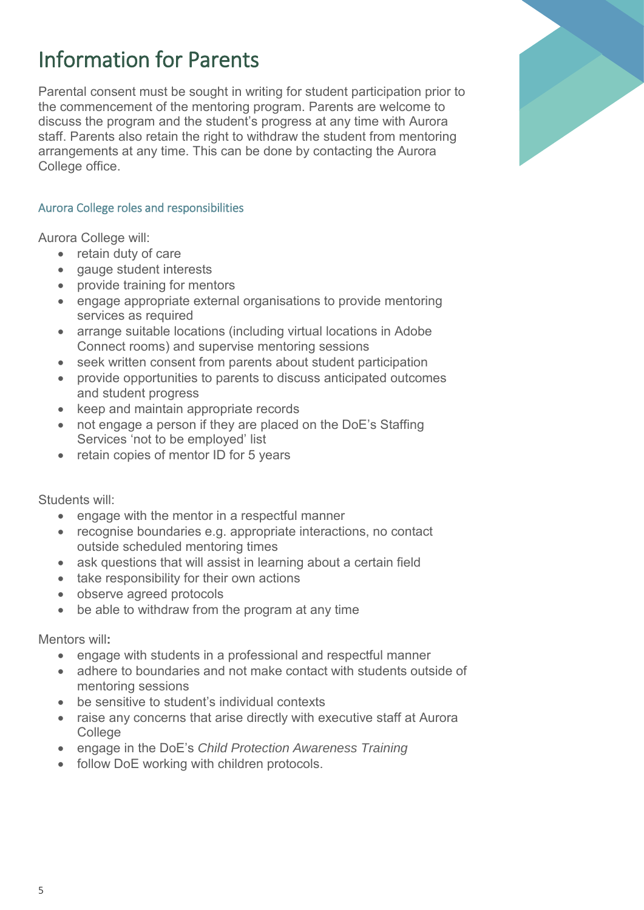# Information for Parents

Parental consent must be sought in writing for student participation prior to the commencement of the mentoring program. Parents are welcome to discuss the program and the student's progress at any time with Aurora staff. Parents also retain the right to withdraw the student from mentoring arrangements at any time. This can be done by contacting the Aurora College office.

### Aurora College roles and responsibilities

Aurora College will:

- retain duty of care
- gauge student interests
- provide training for mentors
- engage appropriate external organisations to provide mentoring services as required
- arrange suitable locations (including virtual locations in Adobe Connect rooms) and supervise mentoring sessions
- seek written consent from parents about student participation
- provide opportunities to parents to discuss anticipated outcomes and student progress
- keep and maintain appropriate records
- not engage a person if they are placed on the DoE's Staffing Services 'not to be employed' list
- retain copies of mentor ID for 5 years

Students will:

- engage with the mentor in a respectful manner
- recognise boundaries e.g. appropriate interactions, no contact outside scheduled mentoring times
- ask questions that will assist in learning about a certain field
- take responsibility for their own actions
- observe agreed protocols
- be able to withdraw from the program at any time

Mentors will:

- engage with students in a professional and respectful manner
- adhere to boundaries and not make contact with students outside of mentoring sessions
- be sensitive to student's individual contexts
- raise any concerns that arise directly with executive staff at Aurora College
- engage in the DoE's *Child Protection Awareness Training*
- follow DoE working with children protocols.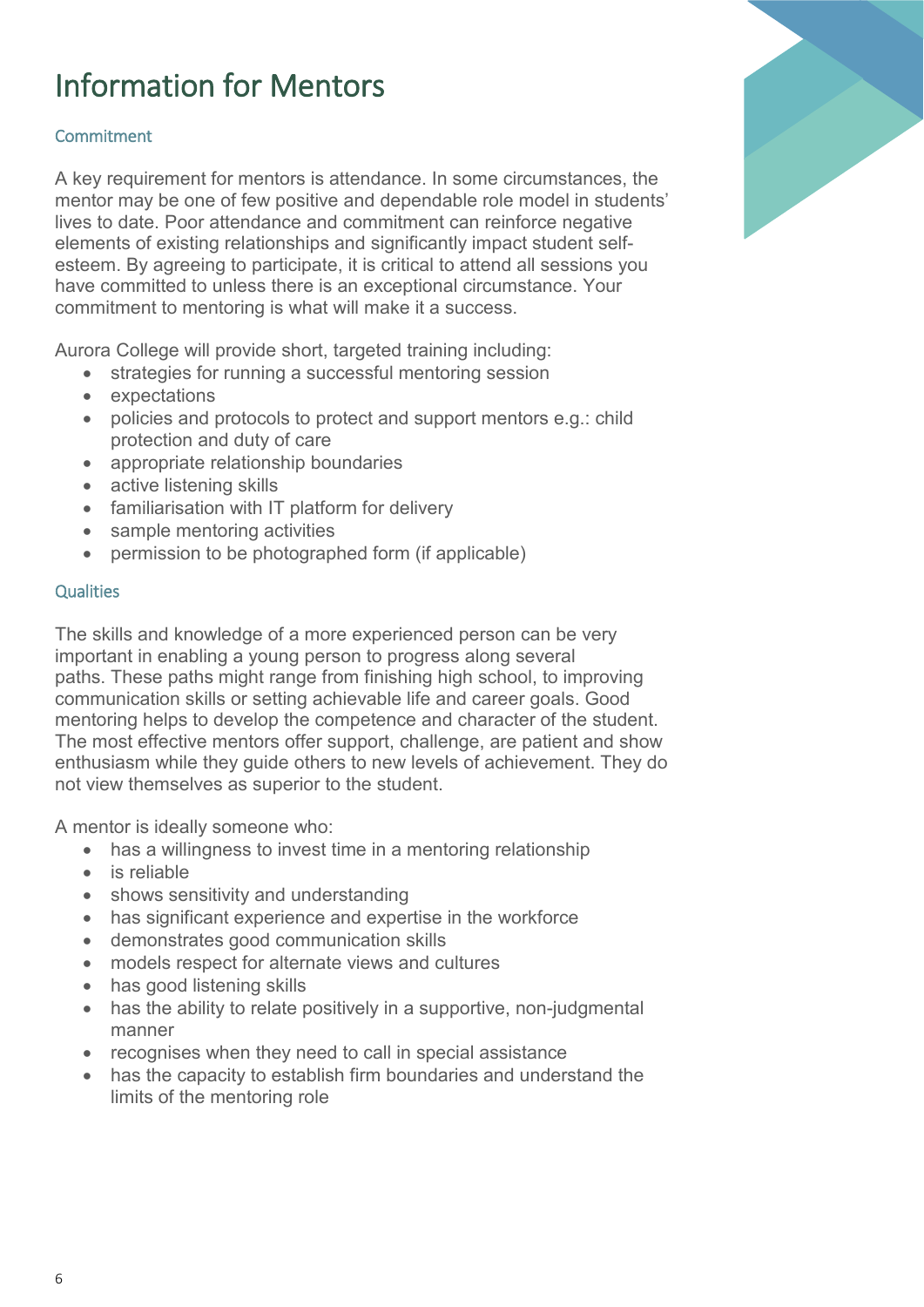# Information for Mentors

### Commitment

A key requirement for mentors is attendance. In some circumstances, the mentor may be one of few positive and dependable role model in students' lives to date. Poor attendance and commitment can reinforce negative elements of existing relationships and significantly impact student self-esteem. By agreeing to participate, it is critical to attend all sessions you have committed to unless there is an exceptional circumstance. Your commitment to mentoring is what will make it a success.

Aurora College will provide short, targeted training including:

- strategies for running a successful mentoring session
- expectations
- policies and protocols to protect and support mentors e.g.: child protection and duty of care
- appropriate relationship boundaries
- active listening skills
- familiarisation with IT platform for delivery
- sample mentoring activities
- permission to be photographed form (if applicable)

### Qualities

The skills and knowledge of a more experienced person can be very important in enabling a young person to progress along several paths. These paths might range from finishing high school, to improving communication skills or setting achievable life and career goals. Good mentoring helps to develop the competence and character of the student. The most effective mentors offer support, challenge, are patient and show enthusiasm while they guide others to new levels of achievement. They do not view themselves as superior to the student.

A mentor is ideally someone who:

- has a willingness to invest time in a mentoring relationship
- is reliable
- shows sensitivity and understanding
- has significant experience and expertise in the workforce
- demonstrates good communication skills
- models respect for alternate views and cultures
- has good listening skills
- has the ability to relate positively in a supportive, non-judgmental manner
- recognises when they need to call in special assistance
- has the capacity to establish firm boundaries and understand the limits of the mentoring role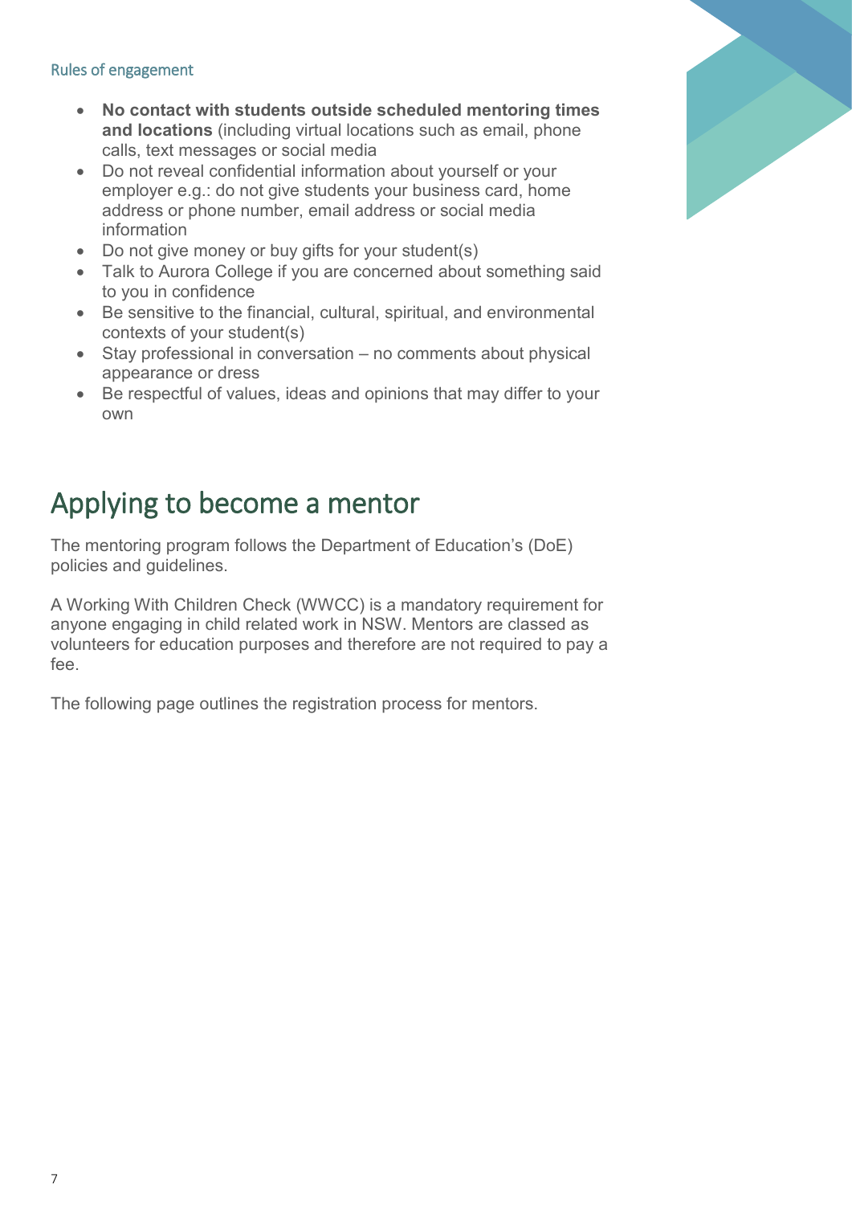### Rules of engagement

- **No contact with students outside scheduled mentoring times and locations** (including virtual locations such as email, phone calls, text messages or social media
- Do not reveal confidential information about yourself or your employer e.g.: do not give students your business card, home address or phone number, email address or social media information
- Do not give money or buy gifts for your student(s)
- Talk to Aurora College if you are concerned about something said to you in confidence
- Be sensitive to the financial, cultural, spiritual, and environmental contexts of your student(s)
- Stay professional in conversation – no comments about physical appearance or dress
- Be respectful of values, ideas and opinions that may differ to your own

# Applying to become a mentor

The mentoring program follows the Department of Education's (DoE) policies and guidelines.

A Working With Children Check (WWCC) is a mandatory requirement for anyone engaging in child related work in NSW. Mentors are classed as volunteers for education purposes and therefore are not required to pay a fee.

The following page outlines the registration process for mentors.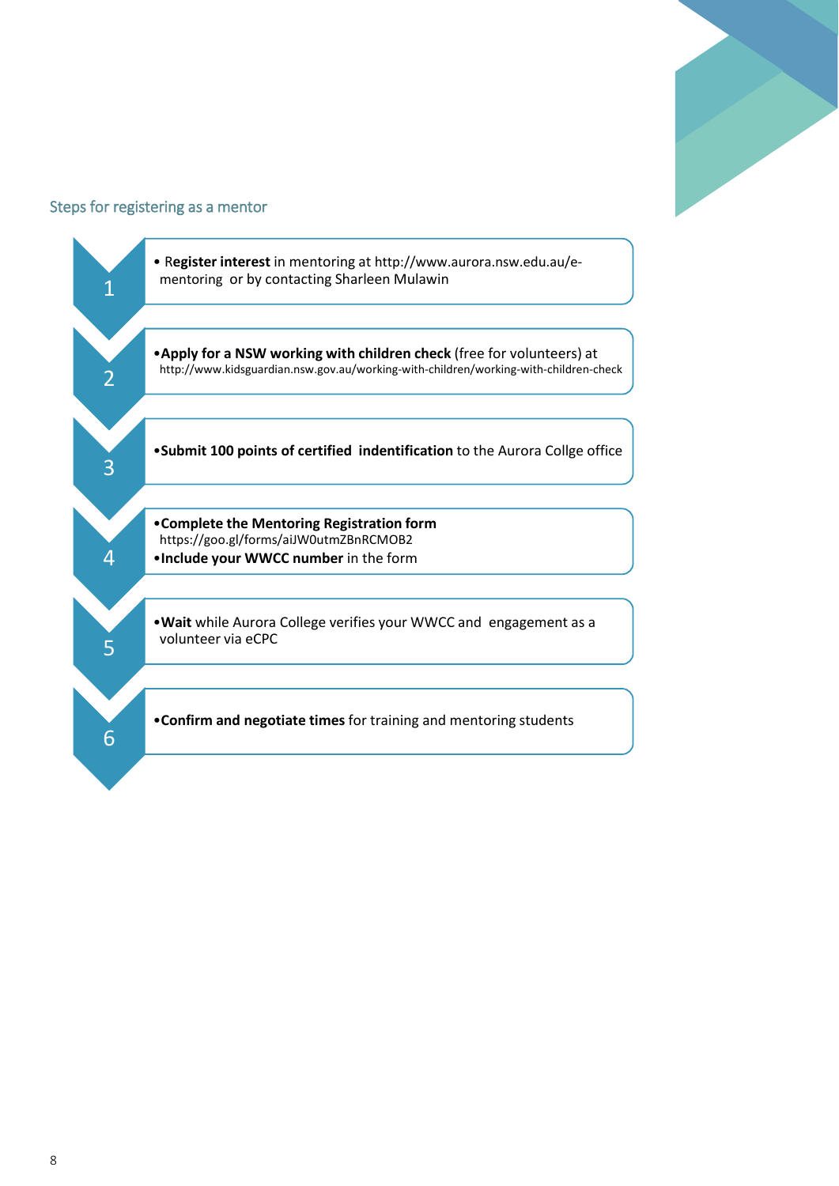## Steps for registering as a mentor

1. **Register interest** in mentoring at http://www.aurora.nsw.edu.au/e-mentoring or by contacting Sharleen Mulawin

2. **Apply for a NSW working with children check** (free for volunteers) at http://www.kidsguardian.nsw.gov.au/working-with-children/working-with-children-check

3. **Submit 100 points of certified indentification** to the Aurora Collge office

4. **Complete the Mentoring Registration form** https://goo.gl/forms/aiJW0utmZBnRCMOB2
   - **Include your WWCC number** in the form

5. **Wait** while Aurora College verifies your WWCC and engagement as a volunteer via eCPC

6. **Confirm and negotiate times** for training and mentoring students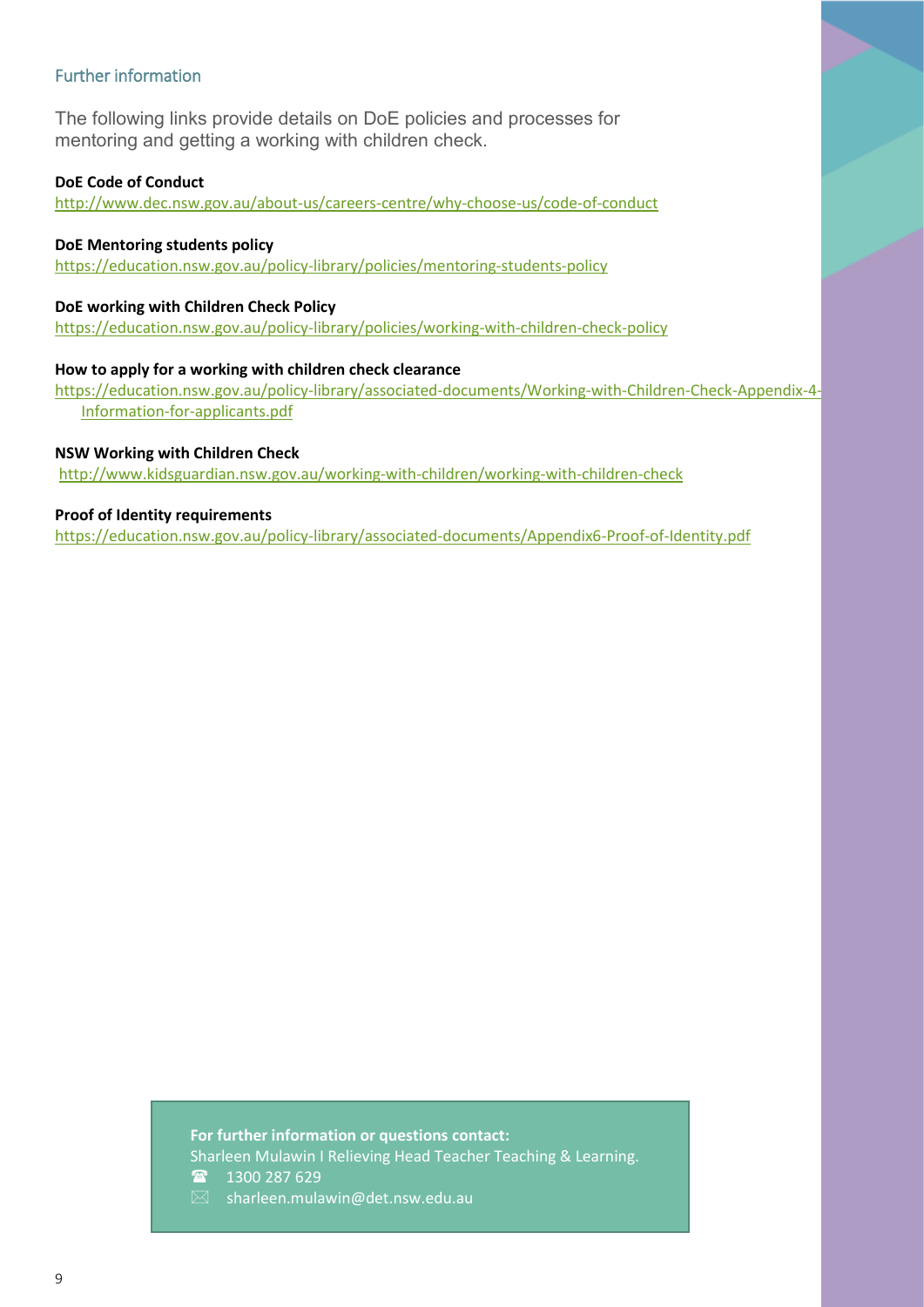## Further information

The following links provide details on DoE policies and processes for mentoring and getting a working with children check.

**DoE Code of Conduct**
http://www.dec.nsw.gov.au/about-us/careers-centre/why-choose-us/code-of-conduct

**DoE Mentoring students policy**
https://education.nsw.gov.au/policy-library/policies/mentoring-students-policy

**DoE working with Children Check Policy**
https://education.nsw.gov.au/policy-library/policies/working-with-children-check-policy

**How to apply for a working with children check clearance**
https://education.nsw.gov.au/policy-library/associated-documents/Working-with-Children-Check-Appendix-4-Information-for-applicants.pdf

**NSW Working with Children Check**
http://www.kidsguardian.nsw.gov.au/working-with-children/working-with-children-check

**Proof of Identity requirements**
https://education.nsw.gov.au/policy-library/associated-documents/Appendix6-Proof-of-Identity.pdf

**For further information or questions contact:**
Sharleen Mulawin I Relieving Head Teacher Teaching & Learning.
☎ 1300 287 629
✉ sharleen.mulawin@det.nsw.edu.au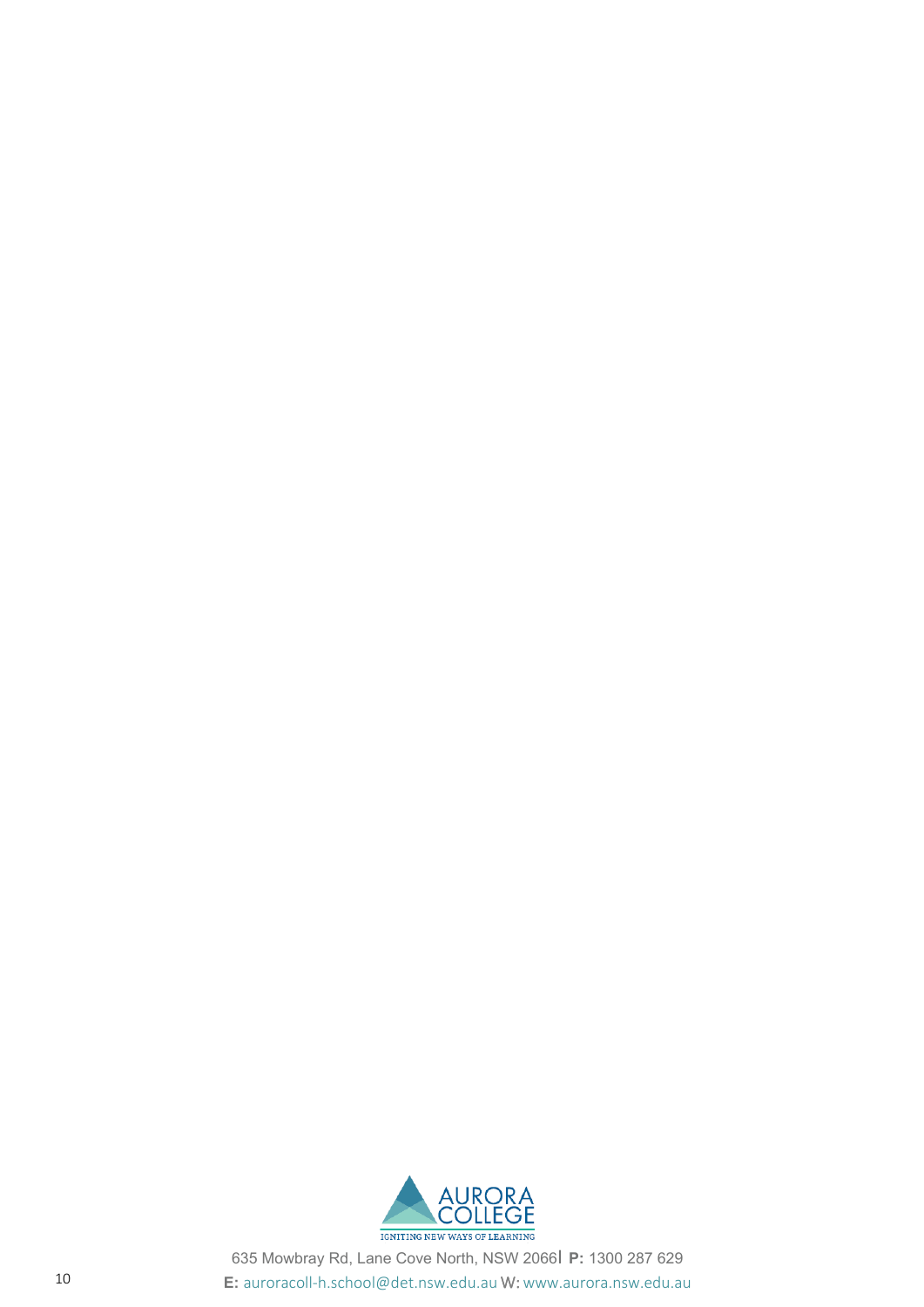635 Mowbray Rd, Lane Cove North, NSW 2066| **P:** 1300 287 629

**E:** auroracoll-h.school@det.nsw.edu.au **W:** www.aurora.nsw.edu.au